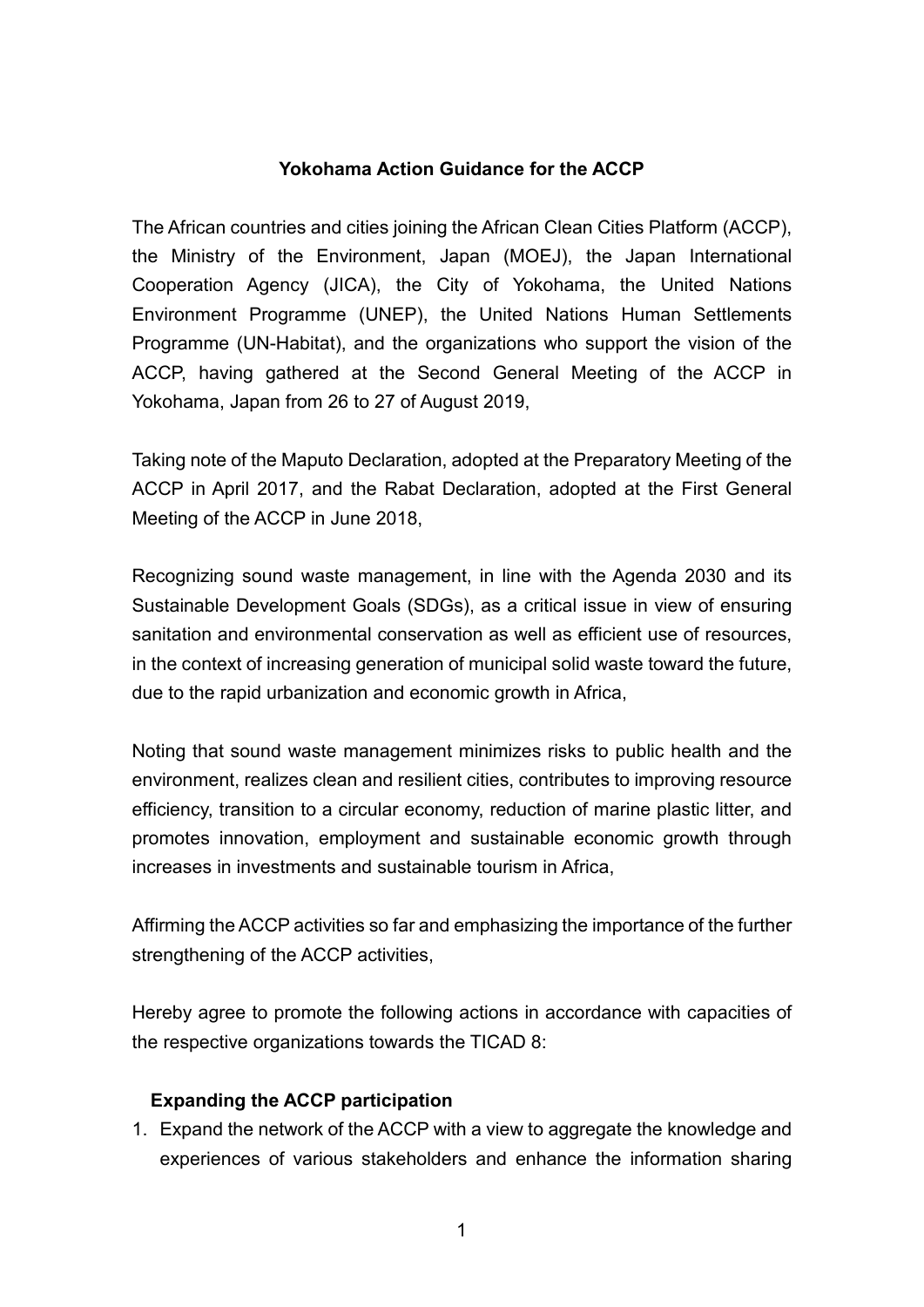# Yokohama Action Guidance for the ACCP

The African countries and cities joining the African Clean Cities Platform (ACCP), the Ministry of the Environment, Japan (MOEJ), the Japan International Cooperation Agency (JICA), the City of Yokohama, the United Nations Environment Programme (UNEP), the United Nations Human Settlements Programme (UN-Habitat), and the organizations who support the vision of the ACCP, having gathered at the Second General Meeting of the ACCP in Yokohama, Japan from 26 to 27 of August 2019,

Taking note of the Maputo Declaration, adopted at the Preparatory Meeting of the ACCP in April 2017, and the Rabat Declaration, adopted at the First General Meeting of the ACCP in June 2018,

Recognizing sound waste management, in line with the Agenda 2030 and its Sustainable Development Goals (SDGs), as a critical issue in view of ensuring sanitation and environmental conservation as well as efficient use of resources, in the context of increasing generation of municipal solid waste toward the future, due to the rapid urbanization and economic growth in Africa,

Noting that sound waste management minimizes risks to public health and the environment, realizes clean and resilient cities, contributes to improving resource efficiency, transition to a circular economy, reduction of marine plastic litter, and promotes innovation, employment and sustainable economic growth through increases in investments and sustainable tourism in Africa,

Affirming the ACCP activities so far and emphasizing the importance of the further strengthening of the ACCP activities,

Hereby agree to promote the following actions in accordance with capacities of the respective organizations towards the TICAD 8:

**Expanding the ACCP participation**

1. Expand the network of the ACCP with a view to aggregate the knowledge and experiences of various stakeholders and enhance the information sharing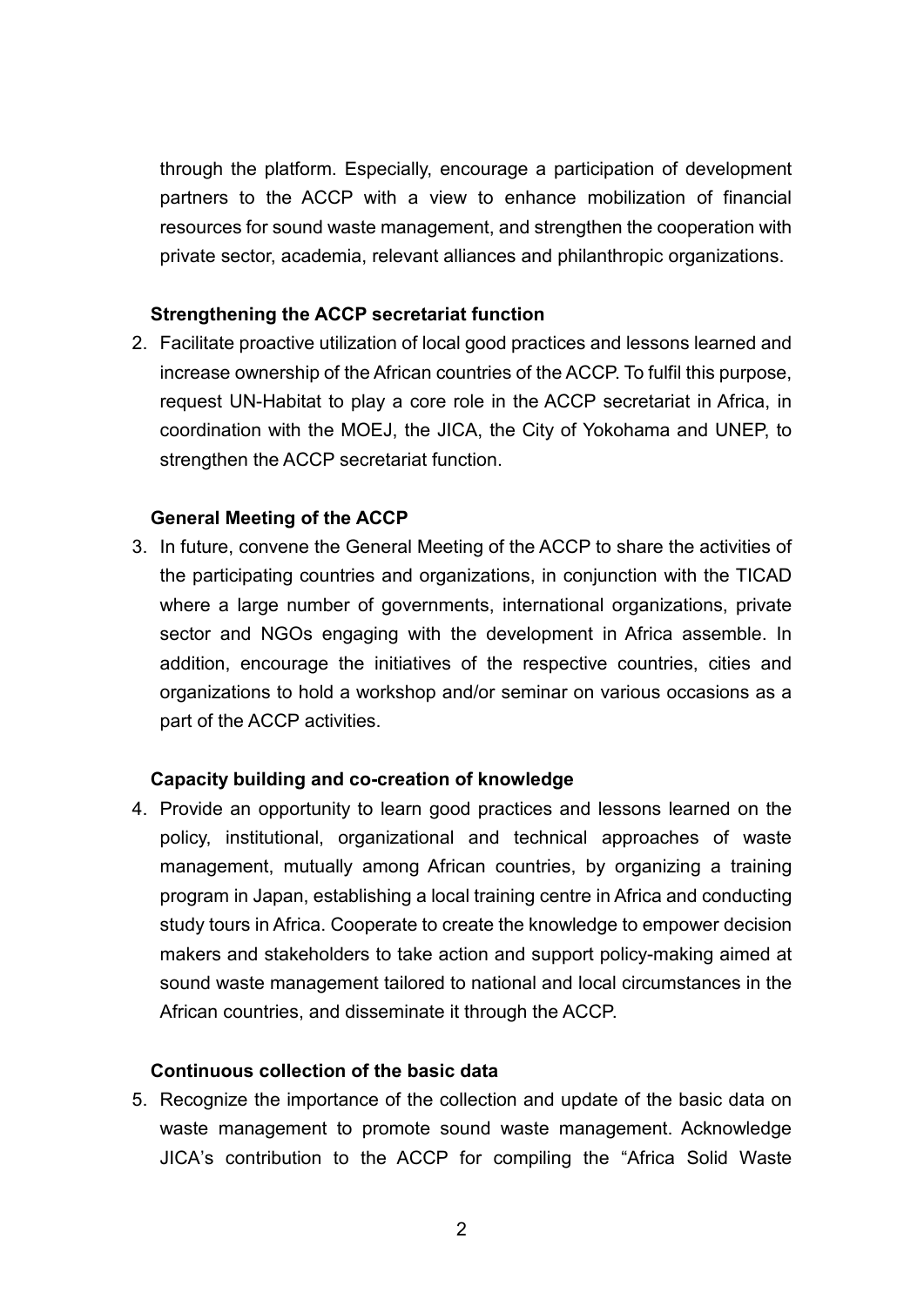through the platform. Especially, encourage a participation of development partners to the ACCP with a view to enhance mobilization of financial resources for sound waste management, and strengthen the cooperation with private sector, academia, relevant alliances and philanthropic organizations.

**Strengthening the ACCP secretariat function**

2. Facilitate proactive utilization of local good practices and lessons learned and increase ownership of the African countries of the ACCP. To fulfil this purpose, request UN-Habitat to play a core role in the ACCP secretariat in Africa, in coordination with the MOEJ, the JICA, the City of Yokohama and UNEP, to strengthen the ACCP secretariat function.

**General Meeting of the ACCP**

3. In future, convene the General Meeting of the ACCP to share the activities of the participating countries and organizations, in conjunction with the TICAD where a large number of governments, international organizations, private sector and NGOs engaging with the development in Africa assemble. In addition, encourage the initiatives of the respective countries, cities and organizations to hold a workshop and/or seminar on various occasions as a part of the ACCP activities.

**Capacity building and co-creation of knowledge**

4. Provide an opportunity to learn good practices and lessons learned on the policy, institutional, organizational and technical approaches of waste management, mutually among African countries, by organizing a training program in Japan, establishing a local training centre in Africa and conducting study tours in Africa. Cooperate to create the knowledge to empower decision makers and stakeholders to take action and support policy-making aimed at sound waste management tailored to national and local circumstances in the African countries, and disseminate it through the ACCP.

**Continuous collection of the basic data**

5. Recognize the importance of the collection and update of the basic data on waste management to promote sound waste management. Acknowledge JICA's contribution to the ACCP for compiling the "Africa Solid Waste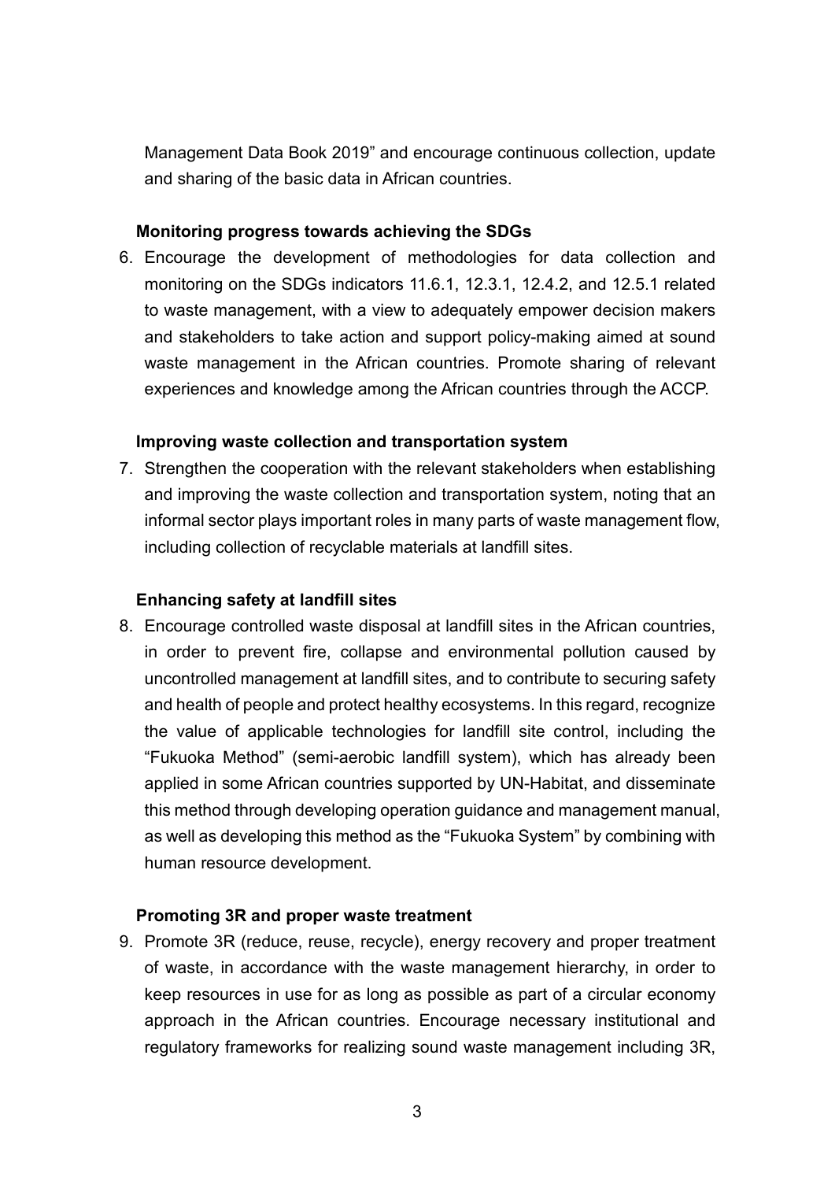Management Data Book 2019" and encourage continuous collection, update and sharing of the basic data in African countries.

**Monitoring progress towards achieving the SDGs**

6. Encourage the development of methodologies for data collection and monitoring on the SDGs indicators 11.6.1, 12.3.1, 12.4.2, and 12.5.1 related to waste management, with a view to adequately empower decision makers and stakeholders to take action and support policy-making aimed at sound waste management in the African countries. Promote sharing of relevant experiences and knowledge among the African countries through the ACCP.

**Improving waste collection and transportation system**

7. Strengthen the cooperation with the relevant stakeholders when establishing and improving the waste collection and transportation system, noting that an informal sector plays important roles in many parts of waste management flow, including collection of recyclable materials at landfill sites.

**Enhancing safety at landfill sites**

8. Encourage controlled waste disposal at landfill sites in the African countries, in order to prevent fire, collapse and environmental pollution caused by uncontrolled management at landfill sites, and to contribute to securing safety and health of people and protect healthy ecosystems. In this regard, recognize the value of applicable technologies for landfill site control, including the "Fukuoka Method" (semi-aerobic landfill system), which has already been applied in some African countries supported by UN-Habitat, and disseminate this method through developing operation guidance and management manual, as well as developing this method as the "Fukuoka System" by combining with human resource development.

**Promoting 3R and proper waste treatment**

9. Promote 3R (reduce, reuse, recycle), energy recovery and proper treatment of waste, in accordance with the waste management hierarchy, in order to keep resources in use for as long as possible as part of a circular economy approach in the African countries. Encourage necessary institutional and regulatory frameworks for realizing sound waste management including 3R,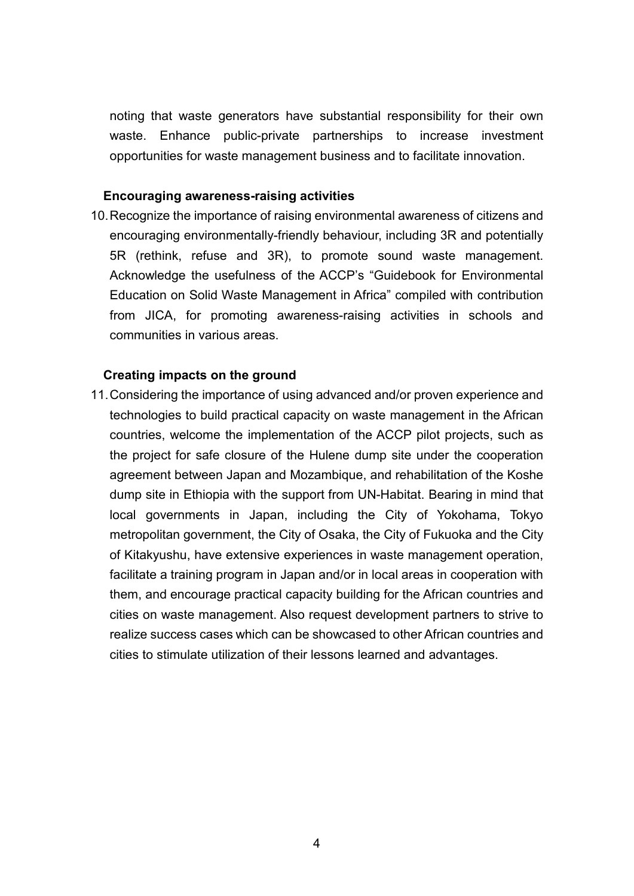noting that waste generators have substantial responsibility for their own waste. Enhance public-private partnerships to increase investment opportunities for waste management business and to facilitate innovation.

**Encouraging awareness-raising activities**

10. Recognize the importance of raising environmental awareness of citizens and encouraging environmentally-friendly behaviour, including 3R and potentially 5R (rethink, refuse and 3R), to promote sound waste management. Acknowledge the usefulness of the ACCP's "Guidebook for Environmental Education on Solid Waste Management in Africa" compiled with contribution from JICA, for promoting awareness-raising activities in schools and communities in various areas.

**Creating impacts on the ground**

11. Considering the importance of using advanced and/or proven experience and technologies to build practical capacity on waste management in the African countries, welcome the implementation of the ACCP pilot projects, such as the project for safe closure of the Hulene dump site under the cooperation agreement between Japan and Mozambique, and rehabilitation of the Koshe dump site in Ethiopia with the support from UN-Habitat. Bearing in mind that local governments in Japan, including the City of Yokohama, Tokyo metropolitan government, the City of Osaka, the City of Fukuoka and the City of Kitakyushu, have extensive experiences in waste management operation, facilitate a training program in Japan and/or in local areas in cooperation with them, and encourage practical capacity building for the African countries and cities on waste management. Also request development partners to strive to realize success cases which can be showcased to other African countries and cities to stimulate utilization of their lessons learned and advantages.